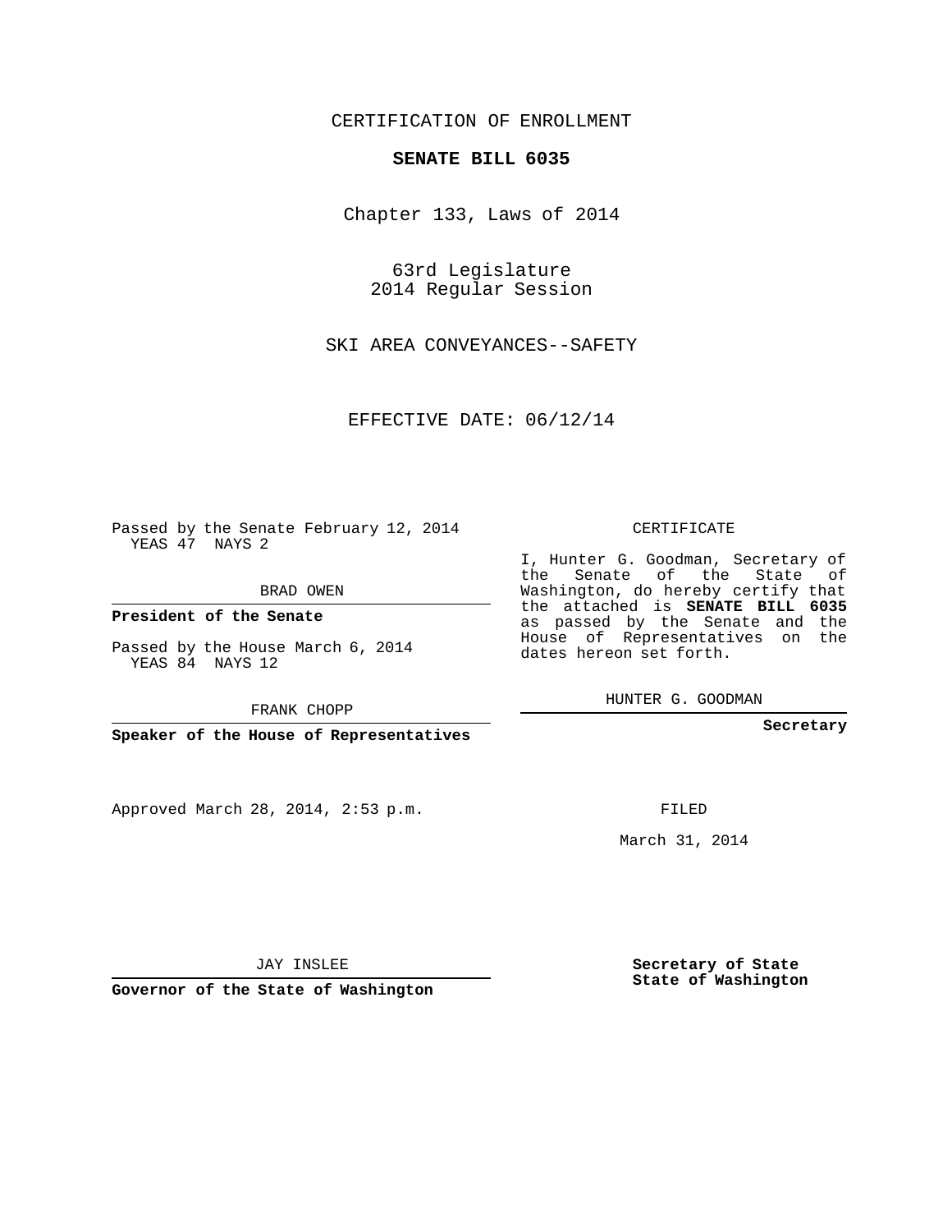CERTIFICATION OF ENROLLMENT

**SENATE BILL 6035**

Chapter 133, Laws of 2014

63rd Legislature
2014 Regular Session

SKI AREA CONVEYANCES--SAFETY

EFFECTIVE DATE: 06/12/14

Passed by the Senate February 12, 2014
YEAS 47 NAYS 2

BRAD OWEN

**President of the Senate**

Passed by the House March 6, 2014
YEAS 84 NAYS 12

FRANK CHOPP

**Speaker of the House of Representatives**

Approved March 28, 2014, 2:53 p.m.

JAY INSLEE

**Governor of the State of Washington**

CERTIFICATE

I, Hunter G. Goodman, Secretary of the Senate of the State of Washington, do hereby certify that the attached is **SENATE BILL 6035** as passed by the Senate and the House of Representatives on the dates hereon set forth.

HUNTER G. GOODMAN

**Secretary**

FILED

March 31, 2014

**Secretary of State**
**State of Washington**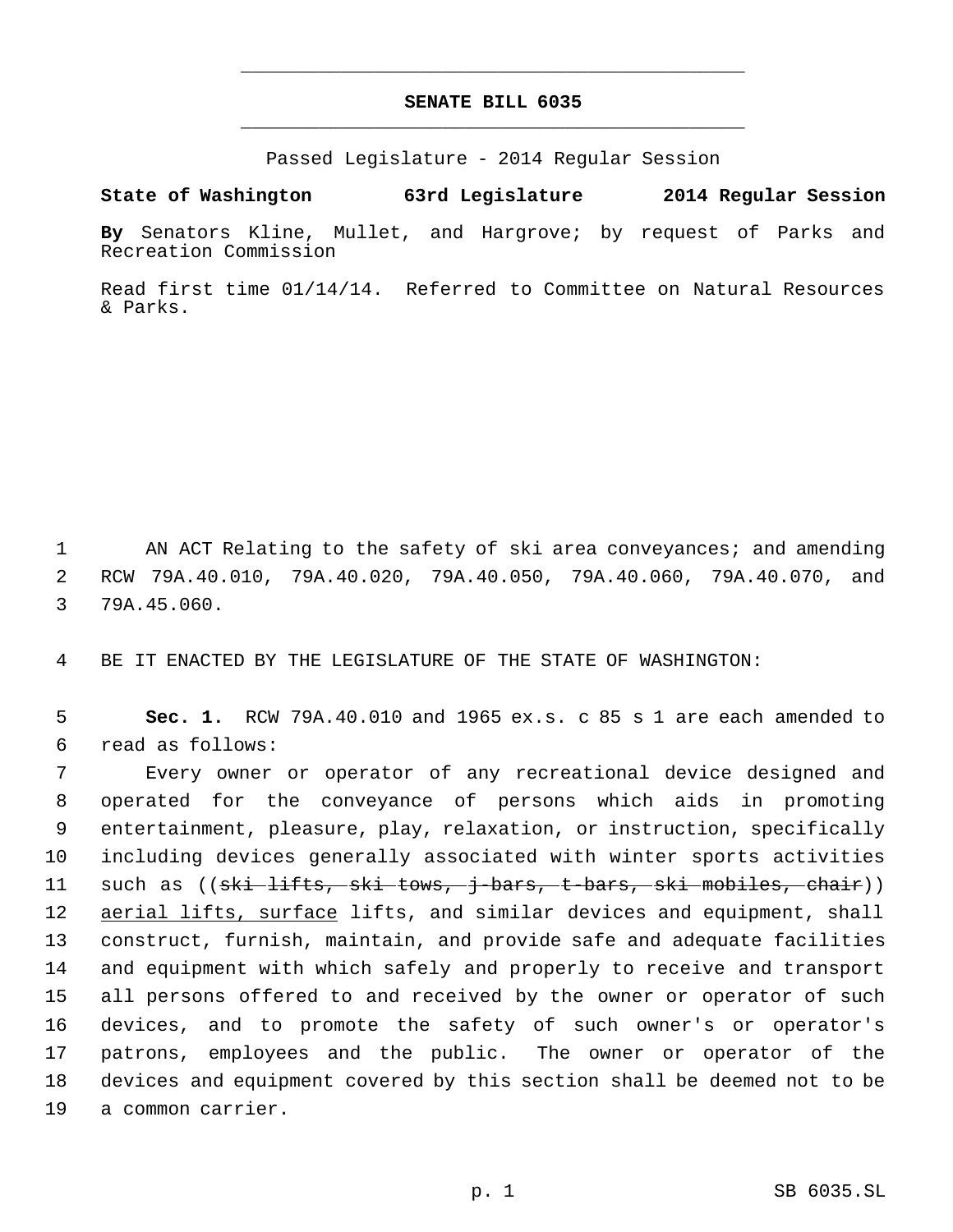# SENATE BILL 6035

Passed Legislature - 2014 Regular Session

**State of Washington 63rd Legislature 2014 Regular Session**

**By** Senators Kline, Mullet, and Hargrove; by request of Parks and Recreation Commission

Read first time 01/14/14. Referred to Committee on Natural Resources & Parks.

AN ACT Relating to the safety of ski area conveyances; and amending RCW 79A.40.010, 79A.40.020, 79A.40.050, 79A.40.060, 79A.40.070, and 79A.45.060.

BE IT ENACTED BY THE LEGISLATURE OF THE STATE OF WASHINGTON:

**Sec. 1.** RCW 79A.40.010 and 1965 ex.s. c 85 s 1 are each amended to read as follows:

Every owner or operator of any recreational device designed and operated for the conveyance of persons which aids in promoting entertainment, pleasure, play, relaxation, or instruction, specifically including devices generally associated with winter sports activities such as ((~~ski lifts, ski tows, j-bars, t-bars, ski mobiles, chair~~)) <u>aerial lifts, surface</u> lifts, and similar devices and equipment, shall construct, furnish, maintain, and provide safe and adequate facilities and equipment with which safely and properly to receive and transport all persons offered to and received by the owner or operator of such devices, and to promote the safety of such owner's or operator's patrons, employees and the public. The owner or operator of the devices and equipment covered by this section shall be deemed not to be a common carrier.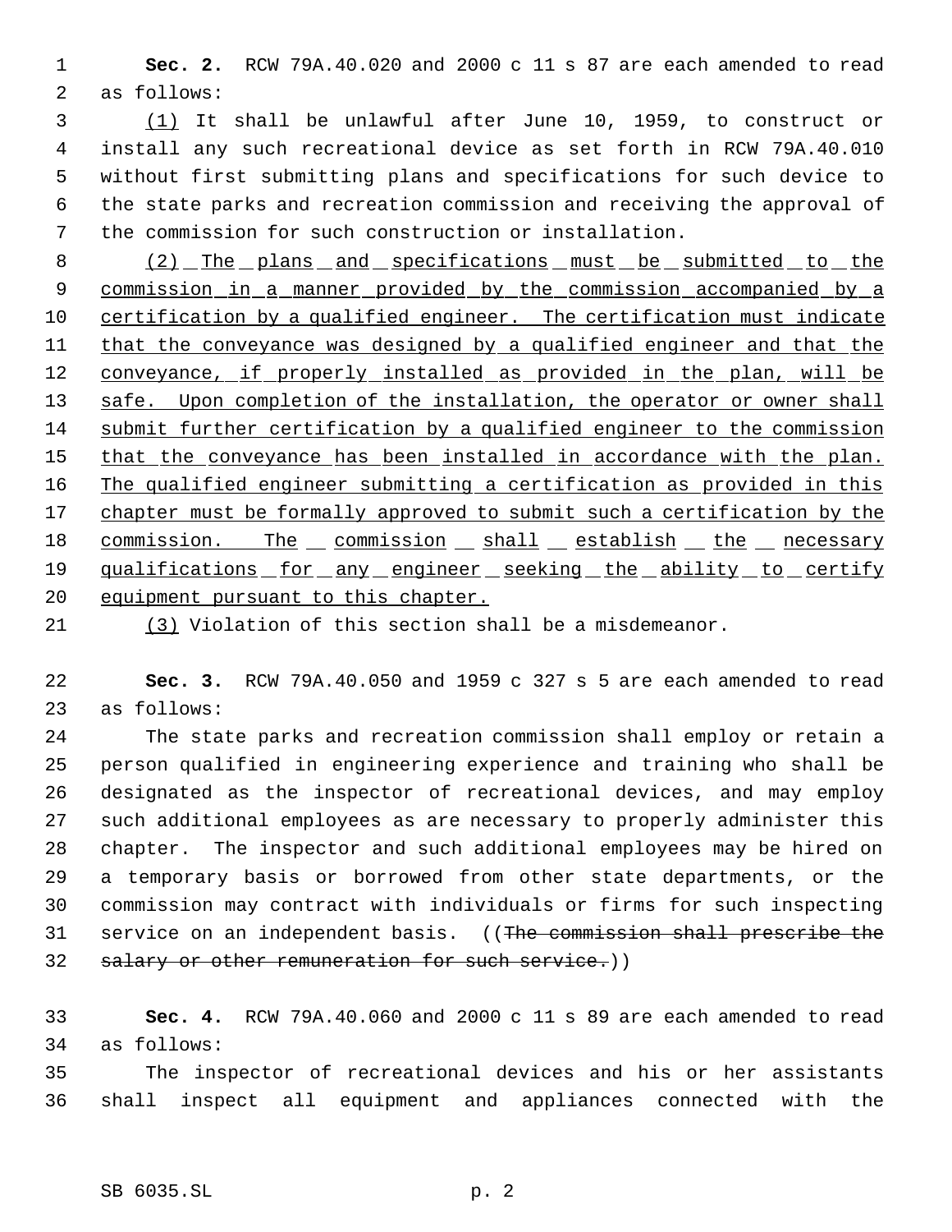**Sec. 2.** RCW 79A.40.020 and 2000 c 11 s 87 are each amended to read as follows:

(1) It shall be unlawful after June 10, 1959, to construct or install any such recreational device as set forth in RCW 79A.40.010 without first submitting plans and specifications for such device to the state parks and recreation commission and receiving the approval of the commission for such construction or installation.

(2) The plans and specifications must be submitted to the commission in a manner provided by the commission accompanied by a certification by a qualified engineer. The certification must indicate that the conveyance was designed by a qualified engineer and that the conveyance, if properly installed as provided in the plan, will be safe. Upon completion of the installation, the operator or owner shall submit further certification by a qualified engineer to the commission that the conveyance has been installed in accordance with the plan. The qualified engineer submitting a certification as provided in this chapter must be formally approved to submit such a certification by the commission. The commission shall establish the necessary qualifications for any engineer seeking the ability to certify equipment pursuant to this chapter.

(3) Violation of this section shall be a misdemeanor.

**Sec. 3.** RCW 79A.40.050 and 1959 c 327 s 5 are each amended to read as follows:

The state parks and recreation commission shall employ or retain a person qualified in engineering experience and training who shall be designated as the inspector of recreational devices, and may employ such additional employees as are necessary to properly administer this chapter. The inspector and such additional employees may be hired on a temporary basis or borrowed from other state departments, or the commission may contract with individuals or firms for such inspecting service on an independent basis. ((~~The commission shall prescribe the salary or other remuneration for such service.~~))

**Sec. 4.** RCW 79A.40.060 and 2000 c 11 s 89 are each amended to read as follows:

The inspector of recreational devices and his or her assistants shall inspect all equipment and appliances connected with the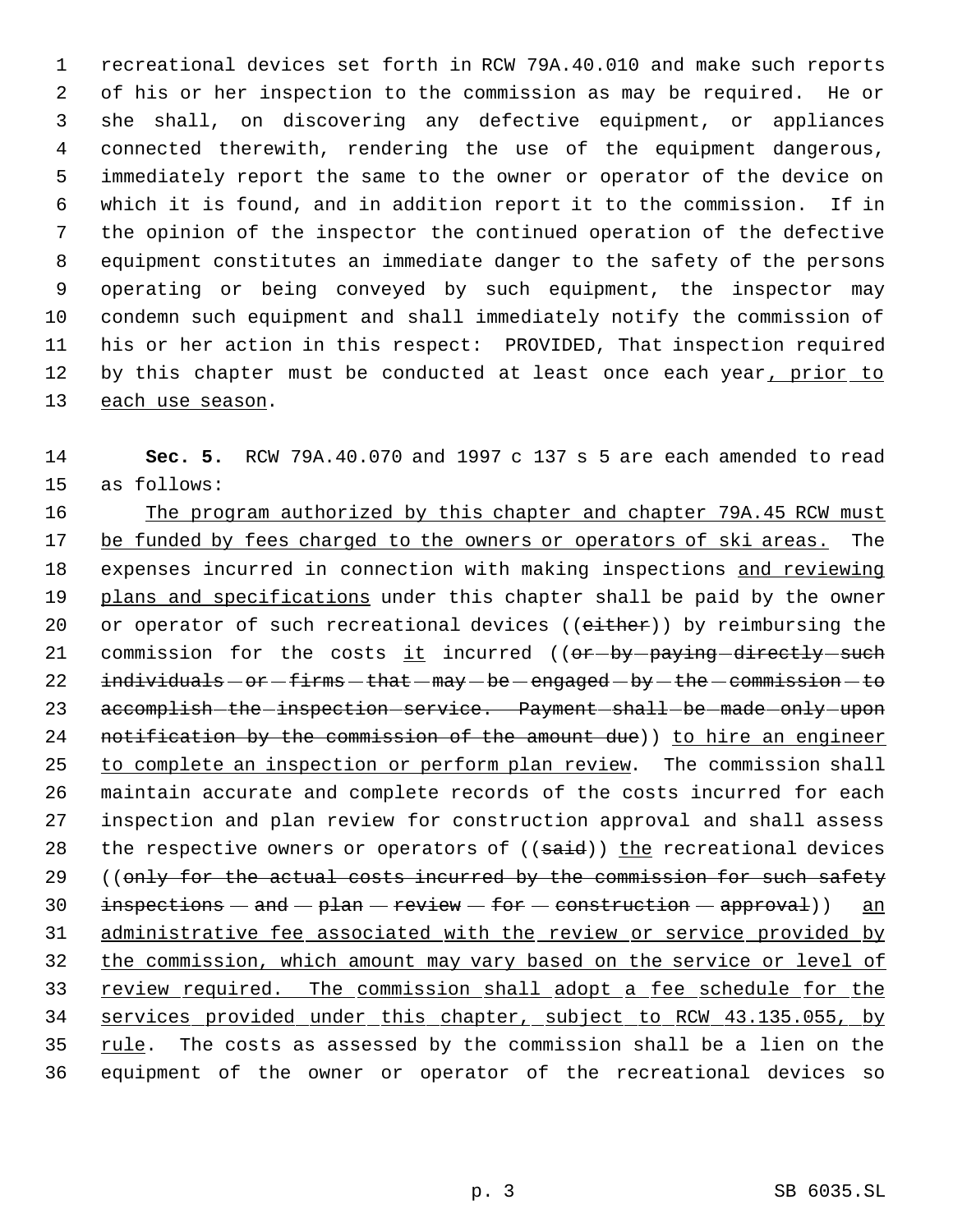recreational devices set forth in RCW 79A.40.010 and make such reports of his or her inspection to the commission as may be required. He or she shall, on discovering any defective equipment, or appliances connected therewith, rendering the use of the equipment dangerous, immediately report the same to the owner or operator of the device on which it is found, and in addition report it to the commission. If in the opinion of the inspector the continued operation of the defective equipment constitutes an immediate danger to the safety of the persons operating or being conveyed by such equipment, the inspector may condemn such equipment and shall immediately notify the commission of his or her action in this respect: PROVIDED, That inspection required by this chapter must be conducted at least once each year<u>, prior to each use season</u>.

**Sec. 5.** RCW 79A.40.070 and 1997 c 137 s 5 are each amended to read as follows:

<u>The program authorized by this chapter and chapter 79A.45 RCW must be funded by fees charged to the owners or operators of ski areas.</u> The expenses incurred in connection with making inspections <u>and reviewing plans and specifications</u> under this chapter shall be paid by the owner or operator of such recreational devices ((~~either~~)) by reimbursing the commission for the costs <u>it</u> incurred ((~~or by paying directly such individuals or firms that may be engaged by the commission to accomplish the inspection service. Payment shall be made only upon notification by the commission of the amount due~~)) <u>to hire an engineer to complete an inspection or perform plan review</u>. The commission shall maintain accurate and complete records of the costs incurred for each inspection and plan review for construction approval and shall assess the respective owners or operators of ((~~said~~)) <u>the</u> recreational devices ((~~only for the actual costs incurred by the commission for such safety inspections and plan review for construction approval~~)) <u>an administrative fee associated with the review or service provided by the commission, which amount may vary based on the service or level of review required. The commission shall adopt a fee schedule for the services provided under this chapter, subject to RCW 43.135.055, by rule</u>. The costs as assessed by the commission shall be a lien on the equipment of the owner or operator of the recreational devices so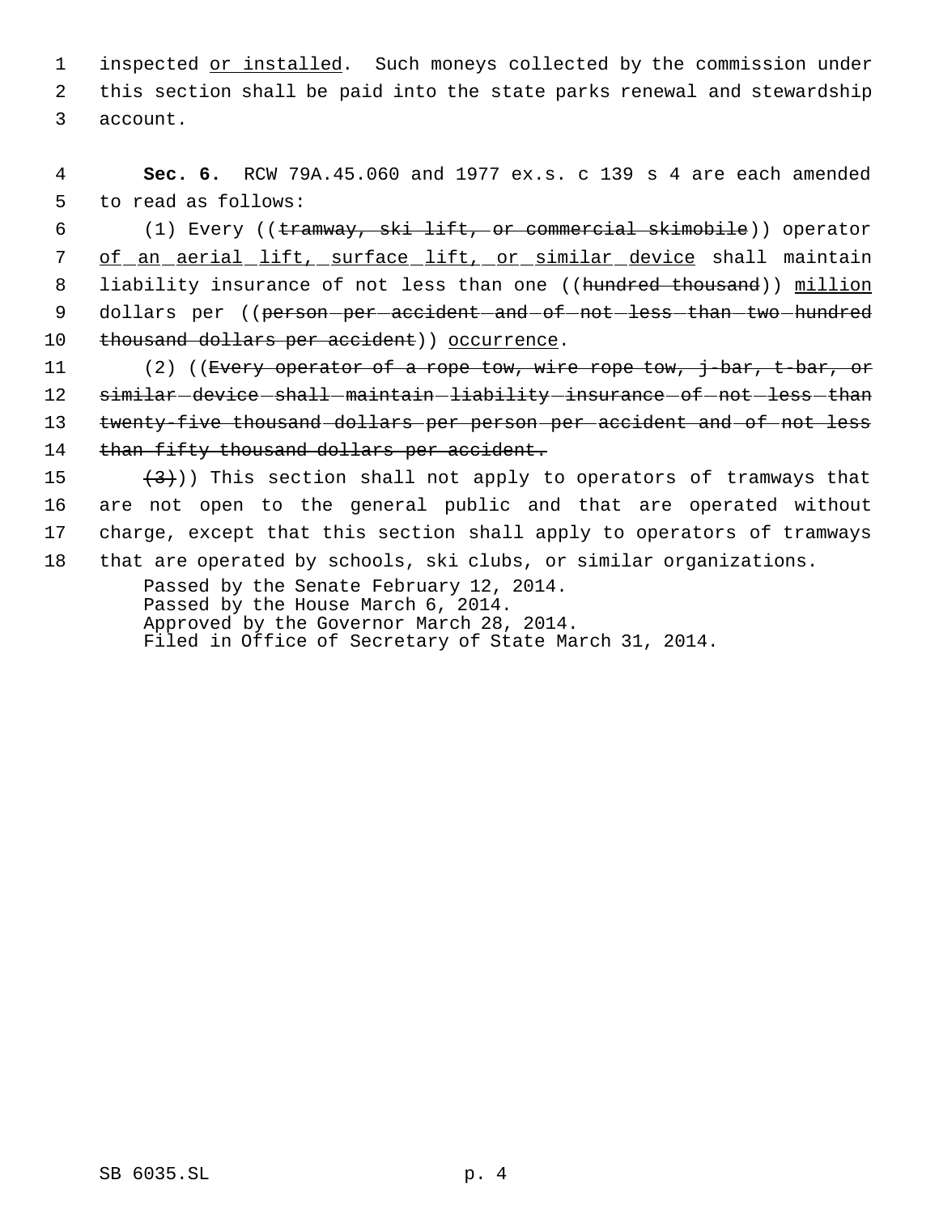inspected or installed. Such moneys collected by the commission under this section shall be paid into the state parks renewal and stewardship account.

**Sec. 6.** RCW 79A.45.060 and 1977 ex.s. c 139 s 4 are each amended to read as follows:

(1) Every ((~~tramway, ski lift, or commercial skimobile~~)) operator of an aerial lift, surface lift, or similar device shall maintain liability insurance of not less than one ((~~hundred thousand~~)) million dollars per ((~~person per accident and of not less than two hundred thousand dollars per accident~~)) occurrence.

(2) ((~~Every operator of a rope tow, wire rope tow, j-bar, t-bar, or similar device shall maintain liability insurance of not less than twenty-five thousand dollars per person per accident and of not less than fifty thousand dollars per accident.~~

~~(3)~~)) This section shall not apply to operators of tramways that are not open to the general public and that are operated without charge, except that this section shall apply to operators of tramways that are operated by schools, ski clubs, or similar organizations.

Passed by the Senate February 12, 2014.
Passed by the House March 6, 2014.
Approved by the Governor March 28, 2014.
Filed in Office of Secretary of State March 31, 2014.